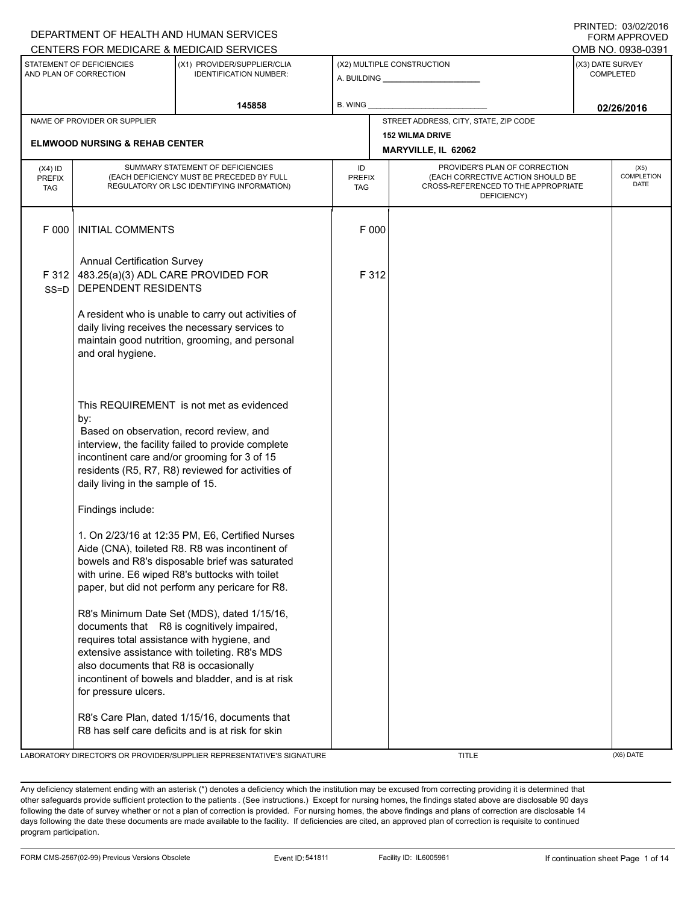DEPARTMENT OF HEALTH AND HUMAN SERVICES
CENTERS FOR MEDICARE & MEDICAID SERVICES

PRINTED: 03/02/2016
FORM APPROVED
OMB NO. 0938-0391

| STATEMENT OF DEFICIENCIES AND PLAN OF CORRECTION | (X1) PROVIDER/SUPPLIER/CLIA IDENTIFICATION NUMBER: | (X2) MULTIPLE CONSTRUCTION | (X3) DATE SURVEY COMPLETED |
|---|---|---|---|
| | 145858 | A. BUILDING ______ B. WING ______ | 02/26/2016 |

| NAME OF PROVIDER OR SUPPLIER | STREET ADDRESS, CITY, STATE, ZIP CODE |
|---|---|
| ELMWOOD NURSING & REHAB CENTER | 152 WILMA DRIVE MARYVILLE, IL 62062 |

| (X4) ID PREFIX TAG | SUMMARY STATEMENT OF DEFICIENCIES (EACH DEFICIENCY MUST BE PRECEDED BY FULL REGULATORY OR LSC IDENTIFYING INFORMATION) | ID PREFIX TAG | PROVIDER'S PLAN OF CORRECTION (EACH CORRECTIVE ACTION SHOULD BE CROSS-REFERENCED TO THE APPROPRIATE DEFICIENCY) | (X5) COMPLETION DATE |
|---|---|---|---|---|
| F 000 | INITIAL COMMENTS | F 000 | | |
| | Annual Certification Survey | | | |
| F 312 SS=D | 483.25(a)(3) ADL CARE PROVIDED FOR DEPENDENT RESIDENTS | F 312 | | |

A resident who is unable to carry out activities of daily living receives the necessary services to maintain good nutrition, grooming, and personal and oral hygiene.

This REQUIREMENT is not met as evidenced by:
Based on observation, record review, and interview, the facility failed to provide complete incontinent care and/or grooming for 3 of 15 residents (R5, R7, R8) reviewed for activities of daily living in the sample of 15.

Findings include:

1. On 2/23/16 at 12:35 PM, E6, Certified Nurses Aide (CNA), toileted R8. R8 was incontinent of bowels and R8's disposable brief was saturated with urine. E6 wiped R8's buttocks with toilet paper, but did not perform any pericare for R8.

R8's Minimum Date Set (MDS), dated 1/15/16, documents that R8 is cognitively impaired, requires total assistance with hygiene, and extensive assistance with toileting. R8's MDS also documents that R8 is occasionally incontinent of bowels and bladder, and is at risk for pressure ulcers.

R8's Care Plan, dated 1/15/16, documents that R8 has self care deficits and is at risk for skin

LABORATORY DIRECTOR'S OR PROVIDER/SUPPLIER REPRESENTATIVE'S SIGNATURE | TITLE | (X6) DATE

Any deficiency statement ending with an asterisk (*) denotes a deficiency which the institution may be excused from correcting providing it is determined that other safeguards provide sufficient protection to the patients . (See instructions.) Except for nursing homes, the findings stated above are disclosable 90 days following the date of survey whether or not a plan of correction is provided. For nursing homes, the above findings and plans of correction are disclosable 14 days following the date these documents are made available to the facility. If deficiencies are cited, an approved plan of correction is requisite to continued program participation.

FORM CMS-2567(02-99) Previous Versions Obsolete | Event ID: 541811 | Facility ID: IL6005961 | If continuation sheet Page 1 of 14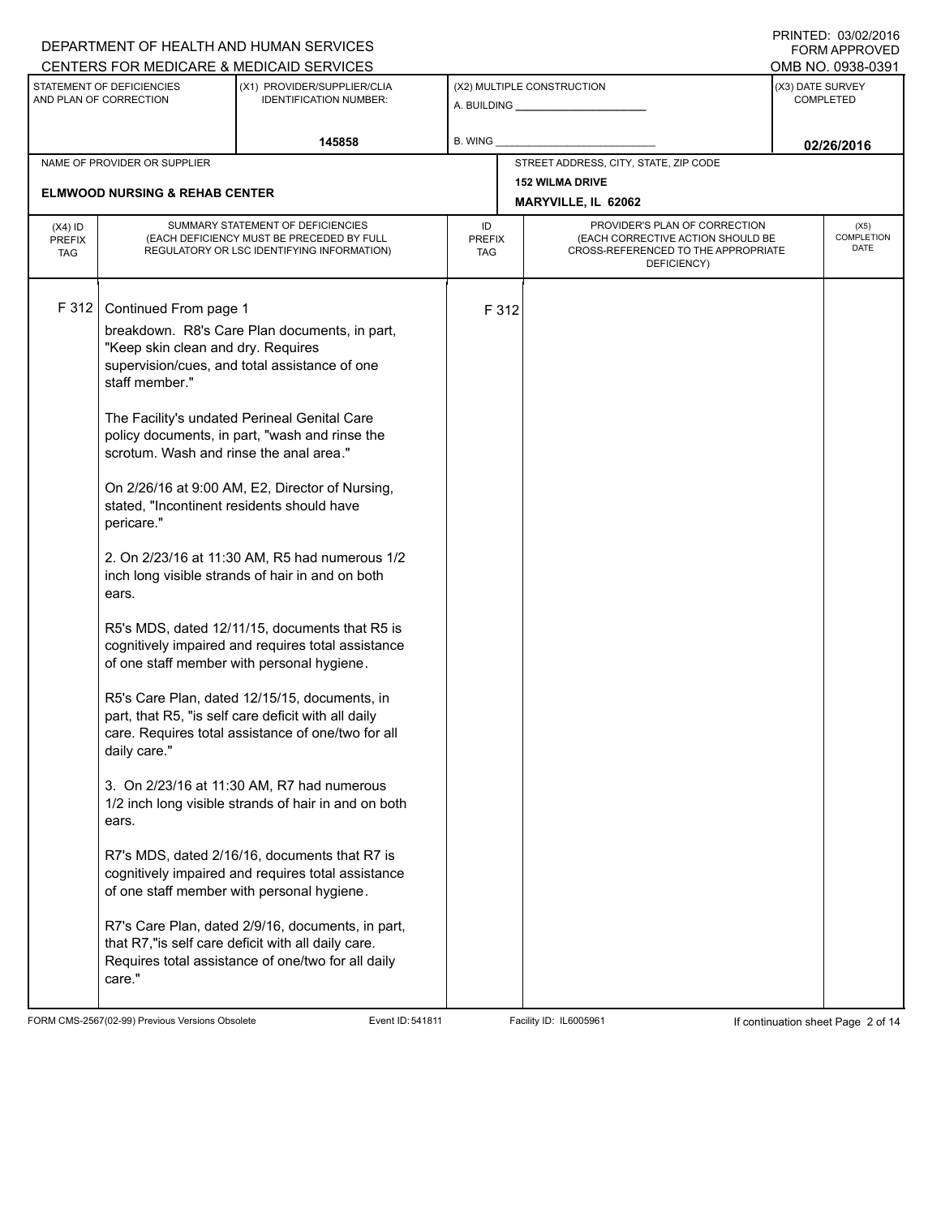DEPARTMENT OF HEALTH AND HUMAN SERVICES
CENTERS FOR MEDICARE & MEDICAID SERVICES

PRINTED: 03/02/2016
FORM APPROVED
OMB NO. 0938-0391

| STATEMENT OF DEFICIENCIES AND PLAN OF CORRECTION | (X1) PROVIDER/SUPPLIER/CLIA IDENTIFICATION NUMBER: | (X2) MULTIPLE CONSTRUCTION | (X3) DATE SURVEY COMPLETED |
|---|---|---|---|
| | 145858 | A. BUILDING ______ B. WING ______ | 02/26/2016 |

| NAME OF PROVIDER OR SUPPLIER | STREET ADDRESS, CITY, STATE, ZIP CODE |
|---|---|
| ELMWOOD NURSING & REHAB CENTER | 152 WILMA DRIVE MARYVILLE, IL 62062 |

| (X4) ID PREFIX TAG | SUMMARY STATEMENT OF DEFICIENCIES (EACH DEFICIENCY MUST BE PRECEDED BY FULL REGULATORY OR LSC IDENTIFYING INFORMATION) | ID PREFIX TAG | PROVIDER'S PLAN OF CORRECTION (EACH CORRECTIVE ACTION SHOULD BE CROSS-REFERENCED TO THE APPROPRIATE DEFICIENCY) | (X5) COMPLETION DATE |
|---|---|---|---|---|
| F 312 | Continued From page 1 | F 312 | | |

breakdown. R8's Care Plan documents, in part, "Keep skin clean and dry. Requires supervision/cues, and total assistance of one staff member."

The Facility's undated Perineal Genital Care policy documents, in part, "wash and rinse the scrotum. Wash and rinse the anal area."

On 2/26/16 at 9:00 AM, E2, Director of Nursing, stated, "Incontinent residents should have pericare."

2. On 2/23/16 at 11:30 AM, R5 had numerous 1/2 inch long visible strands of hair in and on both ears.

R5's MDS, dated 12/11/15, documents that R5 is cognitively impaired and requires total assistance of one staff member with personal hygiene.

R5's Care Plan, dated 12/15/15, documents, in part, that R5, "is self care deficit with all daily care. Requires total assistance of one/two for all daily care."

3. On 2/23/16 at 11:30 AM, R7 had numerous 1/2 inch long visible strands of hair in and on both ears.

R7's MDS, dated 2/16/16, documents that R7 is cognitively impaired and requires total assistance of one staff member with personal hygiene.

R7's Care Plan, dated 2/9/16, documents, in part, that R7,"is self care deficit with all daily care. Requires total assistance of one/two for all daily care."

FORM CMS-2567(02-99) Previous Versions Obsolete Event ID: 541811 Facility ID: IL6005961 If continuation sheet Page 2 of 14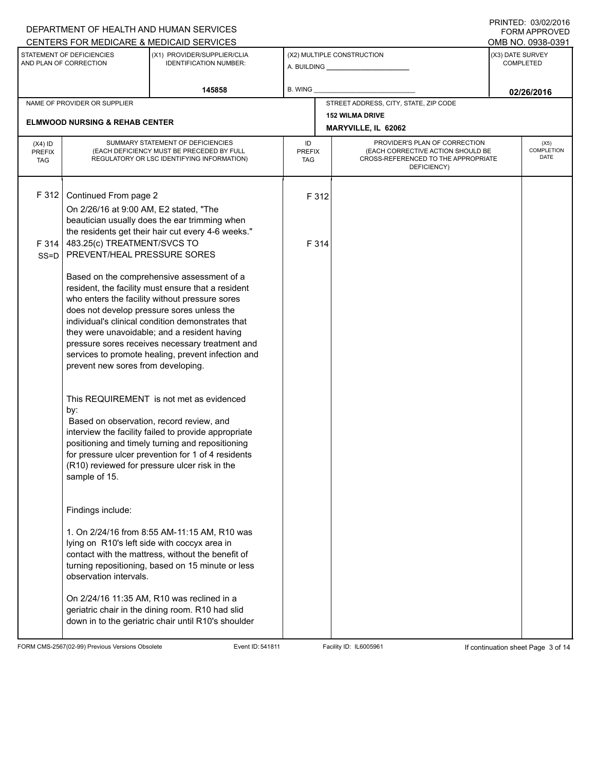DEPARTMENT OF HEALTH AND HUMAN SERVICES
CENTERS FOR MEDICARE & MEDICAID SERVICES

PRINTED: 03/02/2016
FORM APPROVED
OMB NO. 0938-0391

| STATEMENT OF DEFICIENCIES AND PLAN OF CORRECTION | (X1) PROVIDER/SUPPLIER/CLIA IDENTIFICATION NUMBER: | (X2) MULTIPLE CONSTRUCTION | (X3) DATE SURVEY COMPLETED |
|---|---|---|---|
| | 145858 | A. BUILDING ______ B. WING ______ | 02/26/2016 |

| NAME OF PROVIDER OR SUPPLIER | STREET ADDRESS, CITY, STATE, ZIP CODE |
|---|---|
| ELMWOOD NURSING & REHAB CENTER | 152 WILMA DRIVE MARYVILLE, IL 62062 |

| (X4) ID PREFIX TAG | SUMMARY STATEMENT OF DEFICIENCIES (EACH DEFICIENCY MUST BE PRECEDED BY FULL REGULATORY OR LSC IDENTIFYING INFORMATION) | ID PREFIX TAG | PROVIDER'S PLAN OF CORRECTION (EACH CORRECTIVE ACTION SHOULD BE CROSS-REFERENCED TO THE APPROPRIATE DEFICIENCY) | (X5) COMPLETION DATE |
|---|---|---|---|---|
| F 312 | Continued From page 2<br>On 2/26/16 at 9:00 AM, E2 stated, "The beautician usually does the ear trimming when the residents get their hair cut every 4-6 weeks." | F 312 | | |
| F 314 SS=D | 483.25(c) TREATMENT/SVCS TO PREVENT/HEAL PRESSURE SORES<br><br>Based on the comprehensive assessment of a resident, the facility must ensure that a resident who enters the facility without pressure sores does not develop pressure sores unless the individual's clinical condition demonstrates that they were unavoidable; and a resident having pressure sores receives necessary treatment and services to promote healing, prevent infection and prevent new sores from developing.<br><br>This REQUIREMENT is not met as evidenced by:<br>Based on observation, record review, and interview the facility failed to provide appropriate positioning and timely turning and repositioning for pressure ulcer prevention for 1 of 4 residents (R10) reviewed for pressure ulcer risk in the sample of 15.<br><br>Findings include:<br><br>1. On 2/24/16 from 8:55 AM-11:15 AM, R10 was lying on R10's left side with coccyx area in contact with the mattress, without the benefit of turning repositioning, based on 15 minute or less observation intervals.<br><br>On 2/24/16 11:35 AM, R10 was reclined in a geriatric chair in the dining room. R10 had slid down in to the geriatric chair until R10's shoulder | F 314 | | |

FORM CMS-2567(02-99) Previous Versions Obsolete Event ID: 541811 Facility ID: IL6005961 If continuation sheet Page 3 of 14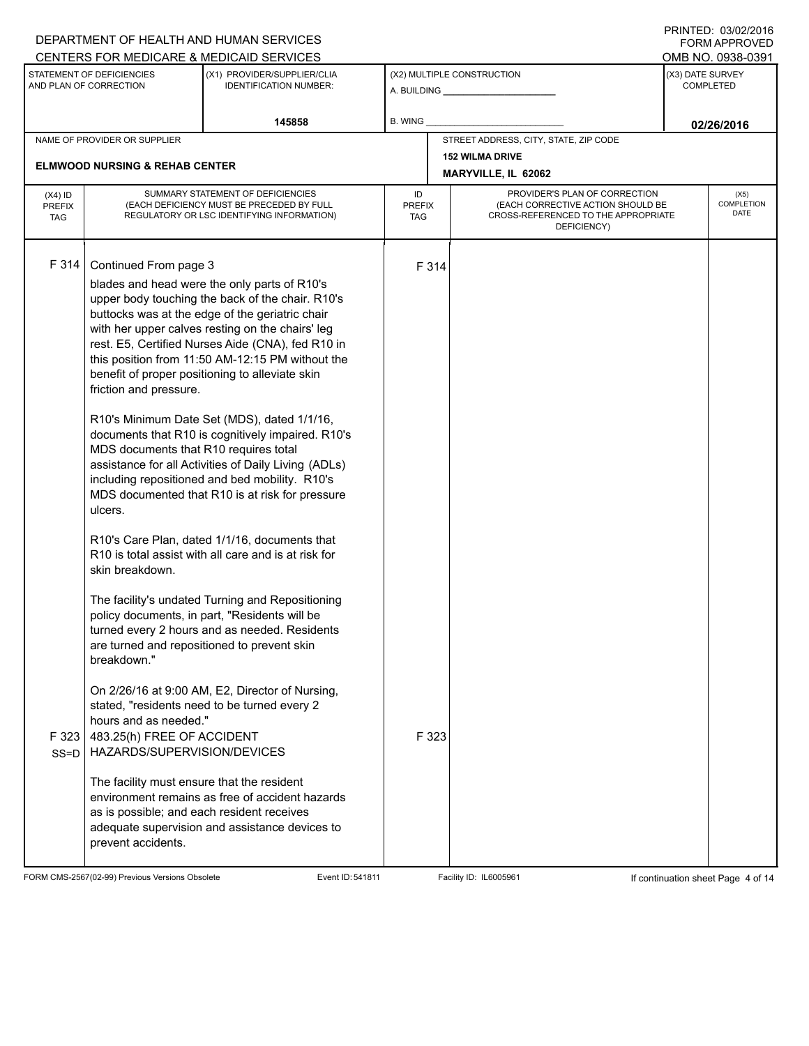DEPARTMENT OF HEALTH AND HUMAN SERVICES
CENTERS FOR MEDICARE & MEDICAID SERVICES

PRINTED: 03/02/2016
FORM APPROVED
OMB NO. 0938-0391

| STATEMENT OF DEFICIENCIES AND PLAN OF CORRECTION | (X1) PROVIDER/SUPPLIER/CLIA IDENTIFICATION NUMBER: | (X2) MULTIPLE CONSTRUCTION | (X3) DATE SURVEY COMPLETED |
|---|---|---|---|
| | 145858 | A. BUILDING ______ B. WING ______ | 02/26/2016 |

| NAME OF PROVIDER OR SUPPLIER | STREET ADDRESS, CITY, STATE, ZIP CODE |
|---|---|
| ELMWOOD NURSING & REHAB CENTER | 152 WILMA DRIVE MARYVILLE, IL 62062 |

| (X4) ID PREFIX TAG | SUMMARY STATEMENT OF DEFICIENCIES (EACH DEFICIENCY MUST BE PRECEDED BY FULL REGULATORY OR LSC IDENTIFYING INFORMATION) | ID PREFIX TAG | PROVIDER'S PLAN OF CORRECTION (EACH CORRECTIVE ACTION SHOULD BE CROSS-REFERENCED TO THE APPROPRIATE DEFICIENCY) | (X5) COMPLETION DATE |
|---|---|---|---|---|
| F 314 | Continued From page 3<br>blades and head were the only parts of R10's upper body touching the back of the chair. R10's buttocks was at the edge of the geriatric chair with her upper calves resting on the chairs' leg rest. E5, Certified Nurses Aide (CNA), fed R10 in this position from 11:50 AM-12:15 PM without the benefit of proper positioning to alleviate skin friction and pressure.<br><br>R10's Minimum Date Set (MDS), dated 1/1/16, documents that R10 is cognitively impaired. R10's MDS documents that R10 requires total assistance for all Activities of Daily Living (ADLs) including repositioned and bed mobility. R10's MDS documented that R10 is at risk for pressure ulcers.<br><br>R10's Care Plan, dated 1/1/16, documents that R10 is total assist with all care and is at risk for skin breakdown.<br><br>The facility's undated Turning and Repositioning policy documents, in part, "Residents will be turned every 2 hours and as needed. Residents are turned and repositioned to prevent skin breakdown."<br><br>On 2/26/16 at 9:00 AM, E2, Director of Nursing, stated, "residents need to be turned every 2 hours and as needed." | F 314 | | |
| F 323 SS=D | 483.25(h) FREE OF ACCIDENT HAZARDS/SUPERVISION/DEVICES<br><br>The facility must ensure that the resident environment remains as free of accident hazards as is possible; and each resident receives adequate supervision and assistance devices to prevent accidents. | F 323 | | |

FORM CMS-2567(02-99) Previous Versions Obsolete Event ID: 541811 Facility ID: IL6005961 If continuation sheet Page 4 of 14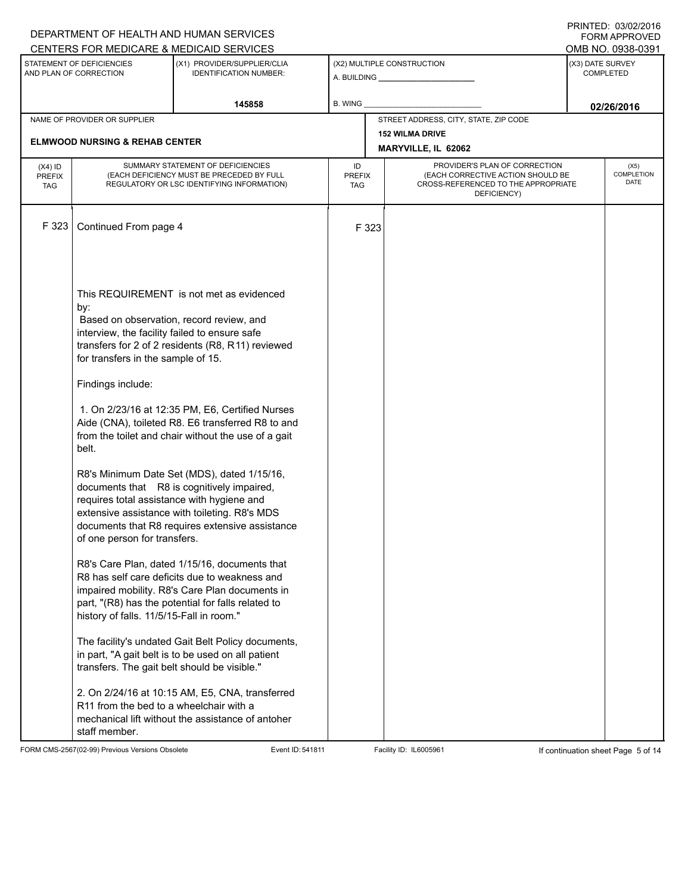DEPARTMENT OF HEALTH AND HUMAN SERVICES
CENTERS FOR MEDICARE & MEDICAID SERVICES

PRINTED: 03/02/2016
FORM APPROVED
OMB NO. 0938-0391

| STATEMENT OF DEFICIENCIES AND PLAN OF CORRECTION | (X1) PROVIDER/SUPPLIER/CLIA IDENTIFICATION NUMBER: | (X2) MULTIPLE CONSTRUCTION | (X3) DATE SURVEY COMPLETED |
|---|---|---|---|
| | 145858 | A. BUILDING ______ B. WING ______ | 02/26/2016 |

| NAME OF PROVIDER OR SUPPLIER | STREET ADDRESS, CITY, STATE, ZIP CODE |
|---|---|
| ELMWOOD NURSING & REHAB CENTER | 152 WILMA DRIVE MARYVILLE, IL 62062 |

| (X4) ID PREFIX TAG | SUMMARY STATEMENT OF DEFICIENCIES (EACH DEFICIENCY MUST BE PRECEDED BY FULL REGULATORY OR LSC IDENTIFYING INFORMATION) | ID PREFIX TAG | PROVIDER'S PLAN OF CORRECTION (EACH CORRECTIVE ACTION SHOULD BE CROSS-REFERENCED TO THE APPROPRIATE DEFICIENCY) | (X5) COMPLETION DATE |
|---|---|---|---|---|
| F 323 | Continued From page 4 | F 323 | | |

This REQUIREMENT is not met as evidenced by:
Based on observation, record review, and interview, the facility failed to ensure safe transfers for 2 of 2 residents (R8, R11) reviewed for transfers in the sample of 15.

Findings include:

1. On 2/23/16 at 12:35 PM, E6, Certified Nurses Aide (CNA), toileted R8. E6 transferred R8 to and from the toilet and chair without the use of a gait belt.

R8's Minimum Date Set (MDS), dated 1/15/16, documents that R8 is cognitively impaired, requires total assistance with hygiene and extensive assistance with toileting. R8's MDS documents that R8 requires extensive assistance of one person for transfers.

R8's Care Plan, dated 1/15/16, documents that R8 has self care deficits due to weakness and impaired mobility. R8's Care Plan documents in part, "(R8) has the potential for falls related to history of falls. 11/5/15-Fall in room."

The facility's undated Gait Belt Policy documents, in part, "A gait belt is to be used on all patient transfers. The gait belt should be visible."

2. On 2/24/16 at 10:15 AM, E5, CNA, transferred R11 from the bed to a wheelchair with a mechanical lift without the assistance of antoher staff member.

FORM CMS-2567(02-99) Previous Versions Obsolete | Event ID: 541811 | Facility ID: IL6005961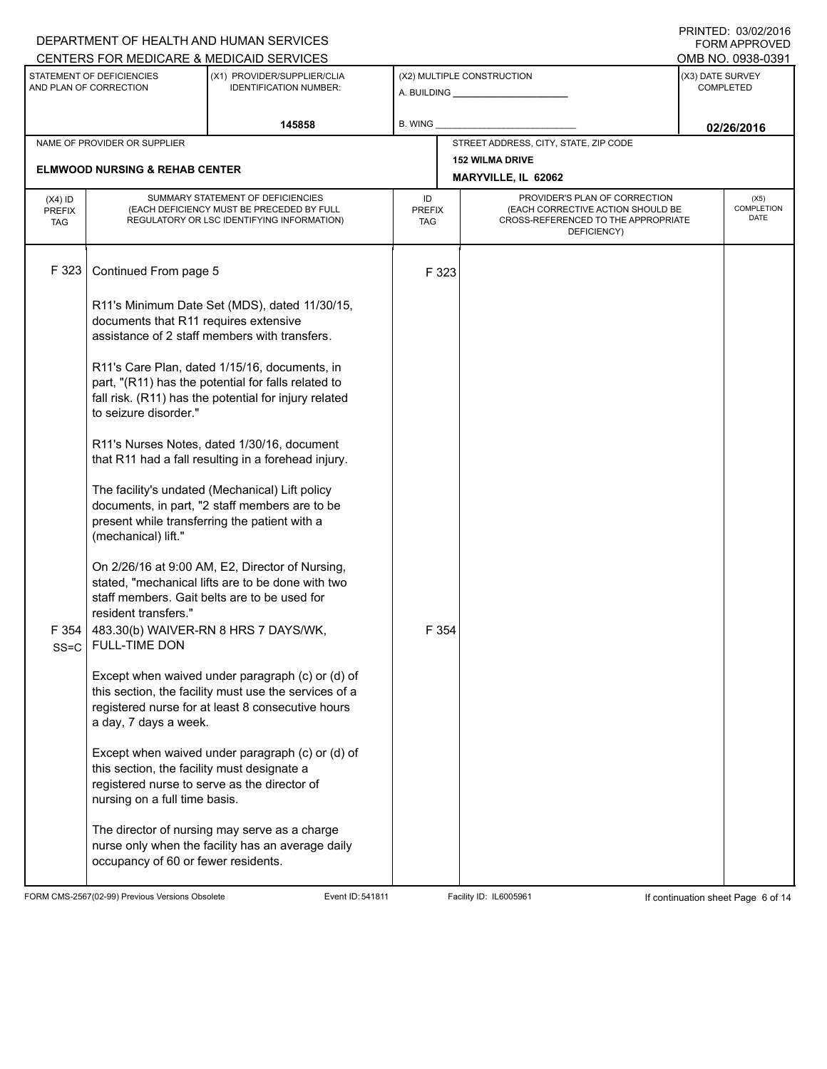DEPARTMENT OF HEALTH AND HUMAN SERVICES
CENTERS FOR MEDICARE & MEDICAID SERVICES

PRINTED: 03/02/2016
FORM APPROVED
OMB NO. 0938-0391

| STATEMENT OF DEFICIENCIES AND PLAN OF CORRECTION | (X1) PROVIDER/SUPPLIER/CLIA IDENTIFICATION NUMBER: | (X2) MULTIPLE CONSTRUCTION | (X3) DATE SURVEY COMPLETED |
|---|---|---|---|
| | 145858 | A. BUILDING ______ B. WING ______ | 02/26/2016 |

| NAME OF PROVIDER OR SUPPLIER | STREET ADDRESS, CITY, STATE, ZIP CODE |
|---|---|
| ELMWOOD NURSING & REHAB CENTER | 152 WILMA DRIVE MARYVILLE, IL 62062 |

| (X4) ID PREFIX TAG | SUMMARY STATEMENT OF DEFICIENCIES (EACH DEFICIENCY MUST BE PRECEDED BY FULL REGULATORY OR LSC IDENTIFYING INFORMATION) | ID PREFIX TAG | PROVIDER'S PLAN OF CORRECTION (EACH CORRECTIVE ACTION SHOULD BE CROSS-REFERENCED TO THE APPROPRIATE DEFICIENCY) | (X5) COMPLETION DATE |
|---|---|---|---|---|
| F 323 | Continued From page 5<br><br>R11's Minimum Date Set (MDS), dated 11/30/15, documents that R11 requires extensive assistance of 2 staff members with transfers.<br><br>R11's Care Plan, dated 1/15/16, documents, in part, "(R11) has the potential for falls related to fall risk. (R11) has the potential for injury related to seizure disorder."<br><br>R11's Nurses Notes, dated 1/30/16, document that R11 had a fall resulting in a forehead injury.<br><br>The facility's undated (Mechanical) Lift policy documents, in part, "2 staff members are to be present while transferring the patient with a (mechanical) lift."<br><br>On 2/26/16 at 9:00 AM, E2, Director of Nursing, stated, "mechanical lifts are to be done with two staff members. Gait belts are to be used for resident transfers." | F 323 | | |
| F 354 SS=C | 483.30(b) WAIVER-RN 8 HRS 7 DAYS/WK, FULL-TIME DON<br><br>Except when waived under paragraph (c) or (d) of this section, the facility must use the services of a registered nurse for at least 8 consecutive hours a day, 7 days a week.<br><br>Except when waived under paragraph (c) or (d) of this section, the facility must designate a registered nurse to serve as the director of nursing on a full time basis.<br><br>The director of nursing may serve as a charge nurse only when the facility has an average daily occupancy of 60 or fewer residents. | F 354 | | |

FORM CMS-2567(02-99) Previous Versions Obsolete Event ID: 541811 Facility ID: IL6005961 If continuation sheet Page 6 of 14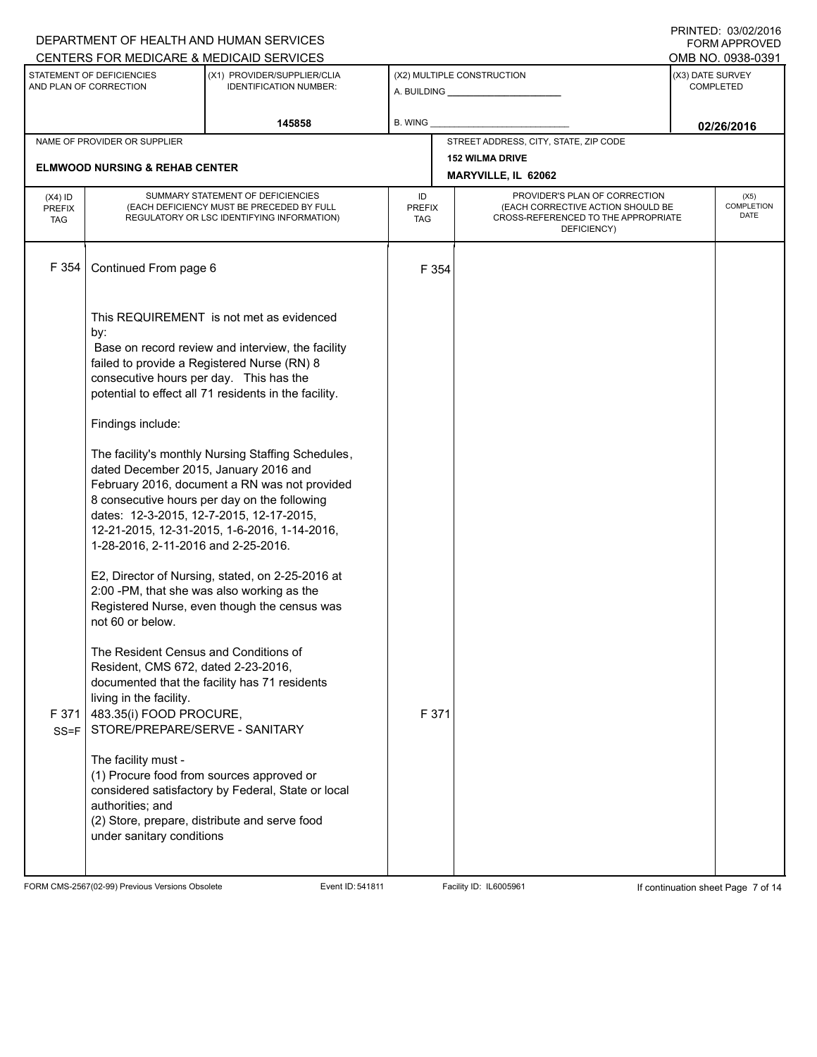DEPARTMENT OF HEALTH AND HUMAN SERVICES
CENTERS FOR MEDICARE & MEDICAID SERVICES

PRINTED: 03/02/2016
FORM APPROVED
OMB NO. 0938-0391

| STATEMENT OF DEFICIENCIES AND PLAN OF CORRECTION | (X1) PROVIDER/SUPPLIER/CLIA IDENTIFICATION NUMBER: | (X2) MULTIPLE CONSTRUCTION | (X3) DATE SURVEY COMPLETED |
|---|---|---|---|
| | 145858 | A. BUILDING ______ B. WING ______ | 02/26/2016 |

| NAME OF PROVIDER OR SUPPLIER | STREET ADDRESS, CITY, STATE, ZIP CODE |
|---|---|
| ELMWOOD NURSING & REHAB CENTER | 152 WILMA DRIVE MARYVILLE, IL 62062 |

| (X4) ID PREFIX TAG | SUMMARY STATEMENT OF DEFICIENCIES (EACH DEFICIENCY MUST BE PRECEDED BY FULL REGULATORY OR LSC IDENTIFYING INFORMATION) | ID PREFIX TAG | PROVIDER'S PLAN OF CORRECTION (EACH CORRECTIVE ACTION SHOULD BE CROSS-REFERENCED TO THE APPROPRIATE DEFICIENCY) | (X5) COMPLETION DATE |
|---|---|---|---|---|
| F 354 | Continued From page 6<br><br>This REQUIREMENT is not met as evidenced by:<br>Base on record review and interview, the facility failed to provide a Registered Nurse (RN) 8 consecutive hours per day. This has the potential to effect all 71 residents in the facility.<br><br>Findings include:<br><br>The facility's monthly Nursing Staffing Schedules, dated December 2015, January 2016 and February 2016, document a RN was not provided 8 consecutive hours per day on the following dates: 12-3-2015, 12-7-2015, 12-17-2015, 12-21-2015, 12-31-2015, 1-6-2016, 1-14-2016, 1-28-2016, 2-11-2016 and 2-25-2016.<br><br>E2, Director of Nursing, stated, on 2-25-2016 at 2:00 -PM, that she was also working as the Registered Nurse, even though the census was not 60 or below.<br><br>The Resident Census and Conditions of Resident, CMS 672, dated 2-23-2016, documented that the facility has 71 residents living in the facility. | F 354 | | |
| F 371 SS=F | 483.35(i) FOOD PROCURE, STORE/PREPARE/SERVE - SANITARY<br><br>The facility must -<br>(1) Procure food from sources approved or considered satisfactory by Federal, State or local authorities; and<br>(2) Store, prepare, distribute and serve food under sanitary conditions | F 371 | | |

FORM CMS-2567(02-99) Previous Versions Obsolete Event ID: 541811 Facility ID: IL6005961 If continuation sheet Page 7 of 14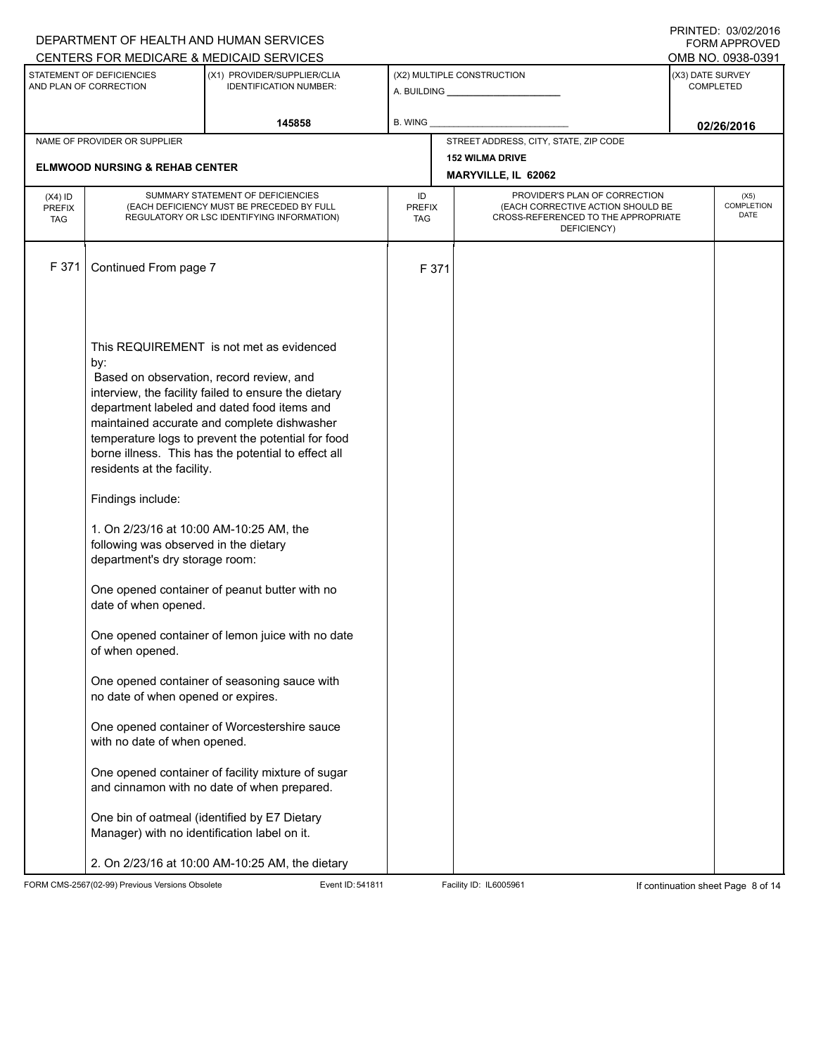DEPARTMENT OF HEALTH AND HUMAN SERVICES
CENTERS FOR MEDICARE & MEDICAID SERVICES

PRINTED: 03/02/2016
FORM APPROVED
OMB NO. 0938-0391

| STATEMENT OF DEFICIENCIES AND PLAN OF CORRECTION | (X1) PROVIDER/SUPPLIER/CLIA IDENTIFICATION NUMBER: | (X2) MULTIPLE CONSTRUCTION | (X3) DATE SURVEY COMPLETED |
|---|---|---|---|
| | 145858 | A. BUILDING ___ B. WING ___ | 02/26/2016 |

| NAME OF PROVIDER OR SUPPLIER | STREET ADDRESS, CITY, STATE, ZIP CODE |
|---|---|
| ELMWOOD NURSING & REHAB CENTER | 152 WILMA DRIVE MARYVILLE, IL 62062 |

| (X4) ID PREFIX TAG | SUMMARY STATEMENT OF DEFICIENCIES (EACH DEFICIENCY MUST BE PRECEDED BY FULL REGULATORY OR LSC IDENTIFYING INFORMATION) | ID PREFIX TAG | PROVIDER'S PLAN OF CORRECTION (EACH CORRECTIVE ACTION SHOULD BE CROSS-REFERENCED TO THE APPROPRIATE DEFICIENCY) | (X5) COMPLETION DATE |
|---|---|---|---|---|
| F 371 | Continued From page 7 | F 371 | | |

This REQUIREMENT is not met as evidenced by:
Based on observation, record review, and interview, the facility failed to ensure the dietary department labeled and dated food items and maintained accurate and complete dishwasher temperature logs to prevent the potential for food borne illness. This has the potential to effect all residents at the facility.

Findings include:

1. On 2/23/16 at 10:00 AM-10:25 AM, the following was observed in the dietary department's dry storage room:

One opened container of peanut butter with no date of when opened.

One opened container of lemon juice with no date of when opened.

One opened container of seasoning sauce with no date of when opened or expires.

One opened container of Worcestershire sauce with no date of when opened.

One opened container of facility mixture of sugar and cinnamon with no date of when prepared.

One bin of oatmeal (identified by E7 Dietary Manager) with no identification label on it.

2. On 2/23/16 at 10:00 AM-10:25 AM, the dietary

FORM CMS-2567(02-99) Previous Versions Obsolete Event ID: 541811 Facility ID: IL6005961 If continuation sheet Page 8 of 14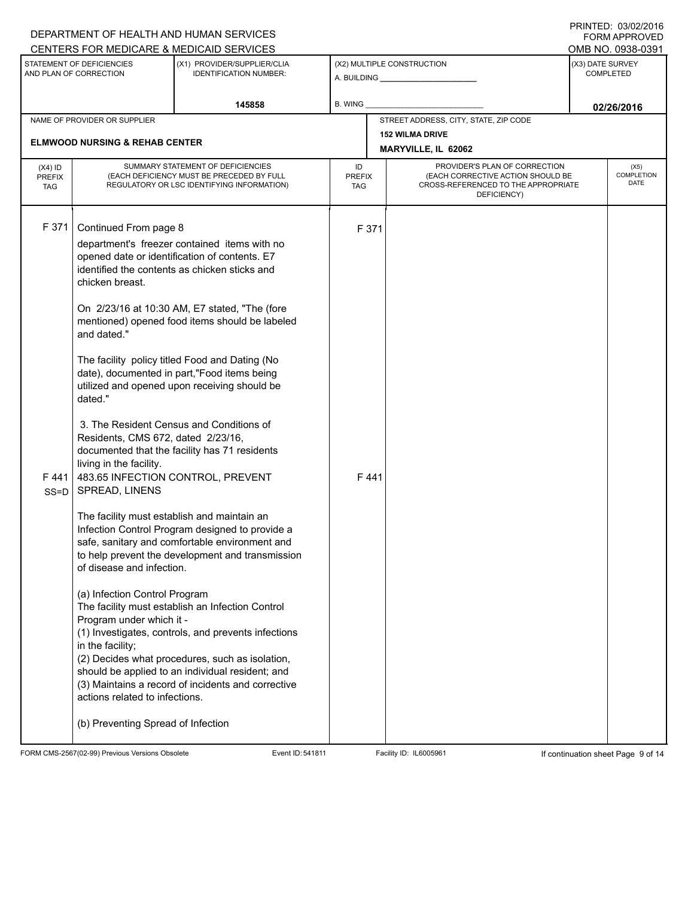DEPARTMENT OF HEALTH AND HUMAN SERVICES
CENTERS FOR MEDICARE & MEDICAID SERVICES

PRINTED: 03/02/2016
FORM APPROVED
OMB NO. 0938-0391

| STATEMENT OF DEFICIENCIES AND PLAN OF CORRECTION | (X1) PROVIDER/SUPPLIER/CLIA IDENTIFICATION NUMBER: | (X2) MULTIPLE CONSTRUCTION | (X3) DATE SURVEY COMPLETED |
|---|---|---|---|
| | 145858 | A. BUILDING ___ B. WING ___ | 02/26/2016 |

| NAME OF PROVIDER OR SUPPLIER | STREET ADDRESS, CITY, STATE, ZIP CODE |
|---|---|
| ELMWOOD NURSING & REHAB CENTER | 152 WILMA DRIVE MARYVILLE, IL 62062 |

| (X4) ID PREFIX TAG | SUMMARY STATEMENT OF DEFICIENCIES (EACH DEFICIENCY MUST BE PRECEDED BY FULL REGULATORY OR LSC IDENTIFYING INFORMATION) | ID PREFIX TAG | PROVIDER'S PLAN OF CORRECTION (EACH CORRECTIVE ACTION SHOULD BE CROSS-REFERENCED TO THE APPROPRIATE DEFICIENCY) | (X5) COMPLETION DATE |
|---|---|---|---|---|
| F 371 | Continued From page 8<br>department's freezer contained items with no opened date or identification of contents. E7 identified the contents as chicken sticks and chicken breast.<br><br>On 2/23/16 at 10:30 AM, E7 stated, "The (fore mentioned) opened food items should be labeled and dated."<br><br>The facility policy titled Food and Dating (No date), documented in part,"Food items being utilized and opened upon receiving should be dated."<br><br>3. The Resident Census and Conditions of Residents, CMS 672, dated 2/23/16, documented that the facility has 71 residents living in the facility. | F 371 | | |
| F 441 SS=D | 483.65 INFECTION CONTROL, PREVENT SPREAD, LINENS<br><br>The facility must establish and maintain an Infection Control Program designed to provide a safe, sanitary and comfortable environment and to help prevent the development and transmission of disease and infection.<br><br>(a) Infection Control Program<br>The facility must establish an Infection Control Program under which it -<br>(1) Investigates, controls, and prevents infections in the facility;<br>(2) Decides what procedures, such as isolation, should be applied to an individual resident; and<br>(3) Maintains a record of incidents and corrective actions related to infections.<br><br>(b) Preventing Spread of Infection | F 441 | | |

FORM CMS-2567(02-99) Previous Versions Obsolete Event ID: 541811 Facility ID: IL6005961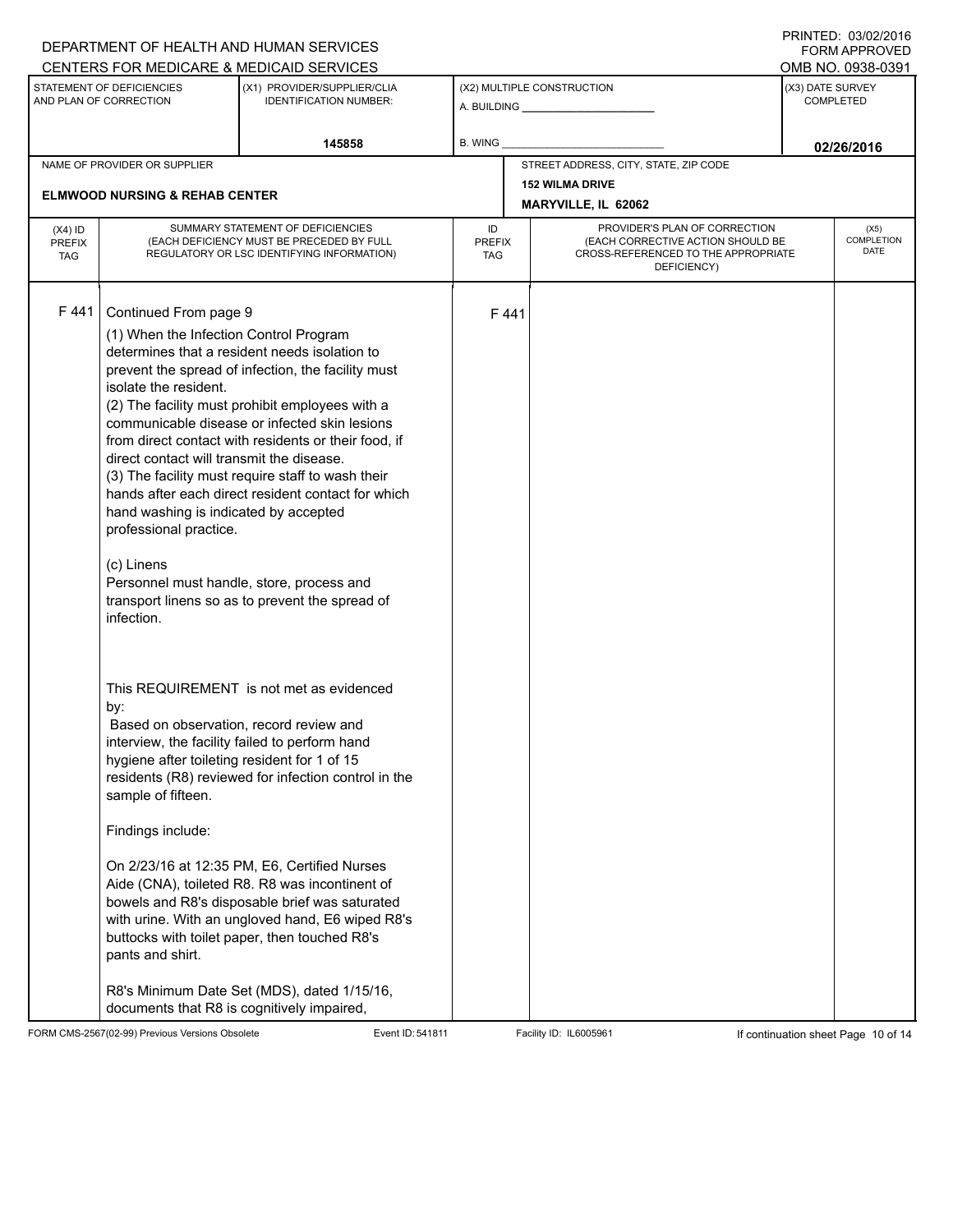DEPARTMENT OF HEALTH AND HUMAN SERVICES
CENTERS FOR MEDICARE & MEDICAID SERVICES

PRINTED: 03/02/2016
FORM APPROVED
OMB NO. 0938-0391

| STATEMENT OF DEFICIENCIES AND PLAN OF CORRECTION | (X1) PROVIDER/SUPPLIER/CLIA IDENTIFICATION NUMBER: | (X2) MULTIPLE CONSTRUCTION | (X3) DATE SURVEY COMPLETED |
|---|---|---|---|
| | 145858 | A. BUILDING ______ B. WING ______ | 02/26/2016 |

| NAME OF PROVIDER OR SUPPLIER | STREET ADDRESS, CITY, STATE, ZIP CODE |
|---|---|
| ELMWOOD NURSING & REHAB CENTER | 152 WILMA DRIVE MARYVILLE, IL 62062 |

| (X4) ID PREFIX TAG | SUMMARY STATEMENT OF DEFICIENCIES (EACH DEFICIENCY MUST BE PRECEDED BY FULL REGULATORY OR LSC IDENTIFYING INFORMATION) | ID PREFIX TAG | PROVIDER'S PLAN OF CORRECTION (EACH CORRECTIVE ACTION SHOULD BE CROSS-REFERENCED TO THE APPROPRIATE DEFICIENCY) | (X5) COMPLETION DATE |
|---|---|---|---|---|
| F 441 | Continued From page 9 | F 441 | | |

(1) When the Infection Control Program determines that a resident needs isolation to prevent the spread of infection, the facility must isolate the resident.
(2) The facility must prohibit employees with a communicable disease or infected skin lesions from direct contact with residents or their food, if direct contact will transmit the disease.
(3) The facility must require staff to wash their hands after each direct resident contact for which hand washing is indicated by accepted professional practice.

(c) Linens
Personnel must handle, store, process and transport linens so as to prevent the spread of infection.

This REQUIREMENT is not met as evidenced by:
Based on observation, record review and interview, the facility failed to perform hand hygiene after toileting resident for 1 of 15 residents (R8) reviewed for infection control in the sample of fifteen.

Findings include:

On 2/23/16 at 12:35 PM, E6, Certified Nurses Aide (CNA), toileted R8. R8 was incontinent of bowels and R8's disposable brief was saturated with urine. With an ungloved hand, E6 wiped R8's buttocks with toilet paper, then touched R8's pants and shirt.

R8's Minimum Date Set (MDS), dated 1/15/16, documents that R8 is cognitively impaired,

FORM CMS-2567(02-99) Previous Versions Obsolete Event ID: 541811 Facility ID: IL6005961 If continuation sheet Page 10 of 14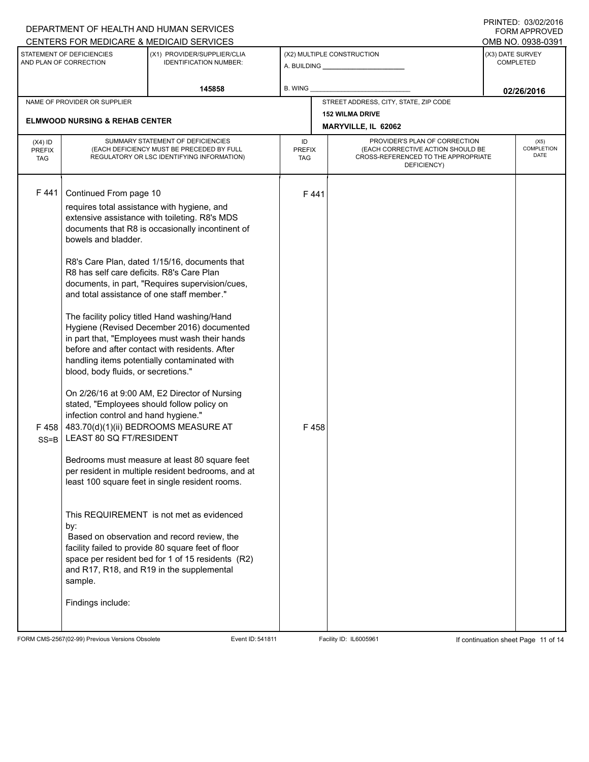DEPARTMENT OF HEALTH AND HUMAN SERVICES
CENTERS FOR MEDICARE & MEDICAID SERVICES

PRINTED: 03/02/2016
FORM APPROVED
OMB NO. 0938-0391

| STATEMENT OF DEFICIENCIES AND PLAN OF CORRECTION | (X1) PROVIDER/SUPPLIER/CLIA IDENTIFICATION NUMBER: | (X2) MULTIPLE CONSTRUCTION | (X3) DATE SURVEY COMPLETED |
|---|---|---|---|
| | 145858 | A. BUILDING ______ B. WING ______ | 02/26/2016 |

| NAME OF PROVIDER OR SUPPLIER | STREET ADDRESS, CITY, STATE, ZIP CODE |
|---|---|
| ELMWOOD NURSING & REHAB CENTER | 152 WILMA DRIVE MARYVILLE, IL 62062 |

| (X4) ID PREFIX TAG | SUMMARY STATEMENT OF DEFICIENCIES (EACH DEFICIENCY MUST BE PRECEDED BY FULL REGULATORY OR LSC IDENTIFYING INFORMATION) | ID PREFIX TAG | PROVIDER'S PLAN OF CORRECTION (EACH CORRECTIVE ACTION SHOULD BE CROSS-REFERENCED TO THE APPROPRIATE DEFICIENCY) | (X5) COMPLETION DATE |
|---|---|---|---|---|
| F 441 | Continued From page 10<br>requires total assistance with hygiene, and extensive assistance with toileting. R8's MDS documents that R8 is occasionally incontinent of bowels and bladder.<br><br>R8's Care Plan, dated 1/15/16, documents that R8 has self care deficits. R8's Care Plan documents, in part, "Requires supervision/cues, and total assistance of one staff member."<br><br>The facility policy titled Hand washing/Hand Hygiene (Revised December 2016) documented in part that, "Employees must wash their hands before and after contact with residents. After handling items potentially contaminated with blood, body fluids, or secretions."<br><br>On 2/26/16 at 9:00 AM, E2 Director of Nursing stated, "Employees should follow policy on infection control and hand hygiene." | F 441 | | |
| F 458 SS=B | 483.70(d)(1)(ii) BEDROOMS MEASURE AT LEAST 80 SQ FT/RESIDENT<br><br>Bedrooms must measure at least 80 square feet per resident in multiple resident bedrooms, and at least 100 square feet in single resident rooms.<br><br>This REQUIREMENT is not met as evidenced by:<br>Based on observation and record review, the facility failed to provide 80 square feet of floor space per resident bed for 1 of 15 residents (R2) and R17, R18, and R19 in the supplemental sample.<br><br>Findings include: | F 458 | | |

FORM CMS-2567(02-99) Previous Versions Obsolete Event ID: 541811 Facility ID: IL6005961 If continuation sheet Page 11 of 14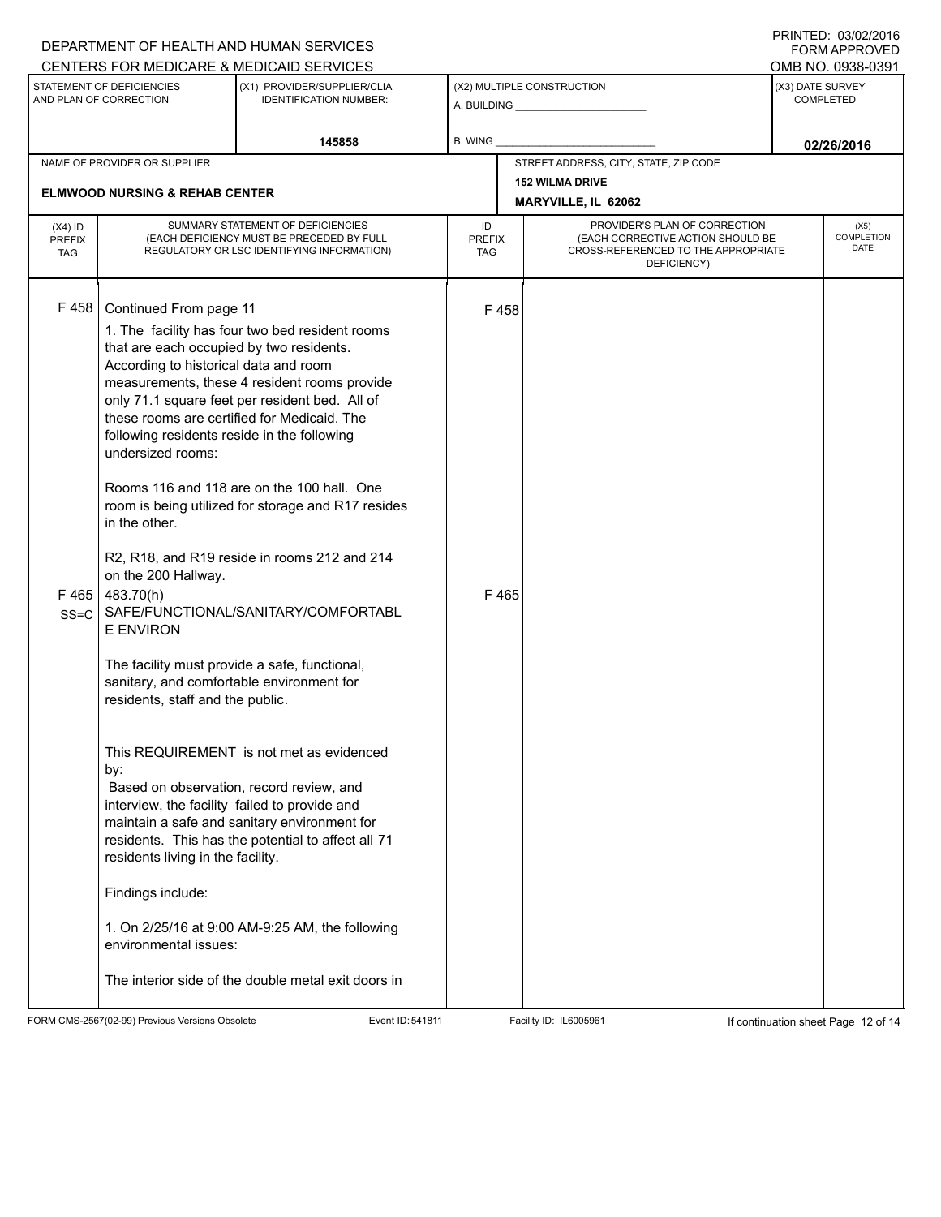DEPARTMENT OF HEALTH AND HUMAN SERVICES
CENTERS FOR MEDICARE & MEDICAID SERVICES

PRINTED: 03/02/2016
FORM APPROVED
OMB NO. 0938-0391

| STATEMENT OF DEFICIENCIES AND PLAN OF CORRECTION | (X1) PROVIDER/SUPPLIER/CLIA IDENTIFICATION NUMBER: | (X2) MULTIPLE CONSTRUCTION | (X3) DATE SURVEY COMPLETED |
|---|---|---|---|
| | 145858 | A. BUILDING ______ B. WING ______ | 02/26/2016 |

| NAME OF PROVIDER OR SUPPLIER | STREET ADDRESS, CITY, STATE, ZIP CODE |
|---|---|
| ELMWOOD NURSING & REHAB CENTER | 152 WILMA DRIVE MARYVILLE, IL 62062 |

| (X4) ID PREFIX TAG | SUMMARY STATEMENT OF DEFICIENCIES (EACH DEFICIENCY MUST BE PRECEDED BY FULL REGULATORY OR LSC IDENTIFYING INFORMATION) | ID PREFIX TAG | PROVIDER'S PLAN OF CORRECTION (EACH CORRECTIVE ACTION SHOULD BE CROSS-REFERENCED TO THE APPROPRIATE DEFICIENCY) | (X5) COMPLETION DATE |
|---|---|---|---|---|
| F 458 | Continued From page 11 | F 458 | | |

1. The facility has four two bed resident rooms that are each occupied by two residents. According to historical data and room measurements, these 4 resident rooms provide only 71.1 square feet per resident bed. All of these rooms are certified for Medicaid. The following residents reside in the following undersized rooms:

Rooms 116 and 118 are on the 100 hall. One room is being utilized for storage and R17 resides in the other.

R2, R18, and R19 reside in rooms 212 and 214 on the 200 Hallway.

**F 465 SS=C** | 483.70(h) SAFE/FUNCTIONAL/SANITARY/COMFORTABLE ENVIRON | **F 465**

The facility must provide a safe, functional, sanitary, and comfortable environment for residents, staff and the public.

This REQUIREMENT is not met as evidenced by:
Based on observation, record review, and interview, the facility failed to provide and maintain a safe and sanitary environment for residents. This has the potential to affect all 71 residents living in the facility.

Findings include:

1. On 2/25/16 at 9:00 AM-9:25 AM, the following environmental issues:

The interior side of the double metal exit doors in

FORM CMS-2567(02-99) Previous Versions Obsolete | Event ID: 541811 | Facility ID: IL6005961 | If continuation sheet Page 12 of 14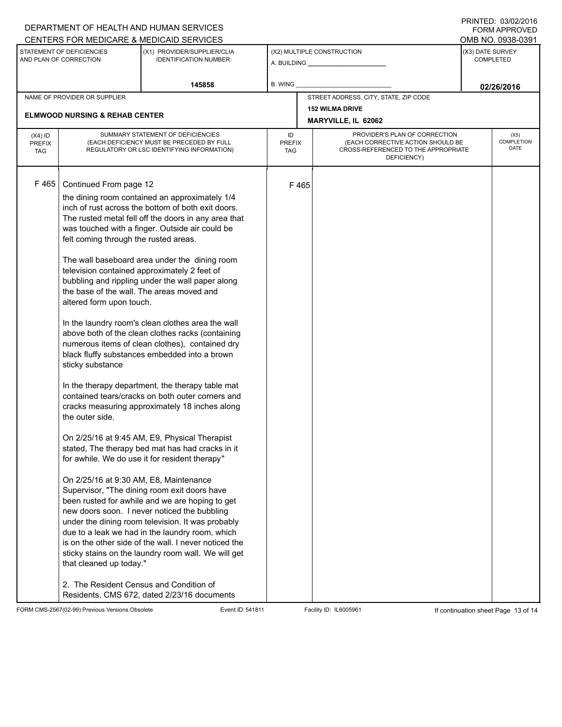DEPARTMENT OF HEALTH AND HUMAN SERVICES
CENTERS FOR MEDICARE & MEDICAID SERVICES

PRINTED: 03/02/2016
FORM APPROVED
OMB NO. 0938-0391

| STATEMENT OF DEFICIENCIES AND PLAN OF CORRECTION | (X1) PROVIDER/SUPPLIER/CLIA IDENTIFICATION NUMBER: | (X2) MULTIPLE CONSTRUCTION | (X3) DATE SURVEY COMPLETED |
|---|---|---|---|
| | 145858 | A. BUILDING ______ B. WING ______ | 02/26/2016 |

NAME OF PROVIDER OR SUPPLIER: **ELMWOOD NURSING & REHAB CENTER**

STREET ADDRESS, CITY, STATE, ZIP CODE: **152 WILMA DRIVE, MARYVILLE, IL 62062**

| (X4) ID PREFIX TAG | SUMMARY STATEMENT OF DEFICIENCIES (EACH DEFICIENCY MUST BE PRECEDED BY FULL REGULATORY OR LSC IDENTIFYING INFORMATION) | ID PREFIX TAG | PROVIDER'S PLAN OF CORRECTION (EACH CORRECTIVE ACTION SHOULD BE CROSS-REFERENCED TO THE APPROPRIATE DEFICIENCY) | (X5) COMPLETION DATE |
|---|---|---|---|---|
| F 465 | Continued From page 12 | F 465 | | |

the dining room contained an approximately 1/4 inch of rust across the bottom of both exit doors. The rusted metal fell off the doors in any area that was touched with a finger. Outside air could be felt coming through the rusted areas.

The wall baseboard area under the dining room television contained approximately 2 feet of bubbling and rippling under the wall paper along the base of the wall. The areas moved and altered form upon touch.

In the laundry room's clean clothes area the wall above both of the clean clothes racks (containing numerous items of clean clothes), contained dry black fluffy substances embedded into a brown sticky substance

In the therapy department, the therapy table mat contained tears/cracks on both outer corners and cracks measuring approximately 18 inches along the outer side.

On 2/25/16 at 9:45 AM, E9, Physical Therapist stated, The therapy bed mat has had cracks in it for awhile. We do use it for resident therapy"

On 2/25/16 at 9:30 AM, E8, Maintenance Supervisor, "The dining room exit doors have been rusted for awhile and we are hoping to get new doors soon. I never noticed the bubbling under the dining room television. It was probably due to a leak we had in the laundry room, which is on the other side of the wall. I never noticed the sticky stains on the laundry room wall. We will get that cleaned up today."

2. The Resident Census and Condition of Residents, CMS 672, dated 2/23/16 documents

FORM CMS-2567(02-99) Previous Versions Obsolete Event ID: 541811 Facility ID: IL6005961 If continuation sheet Page 13 of 14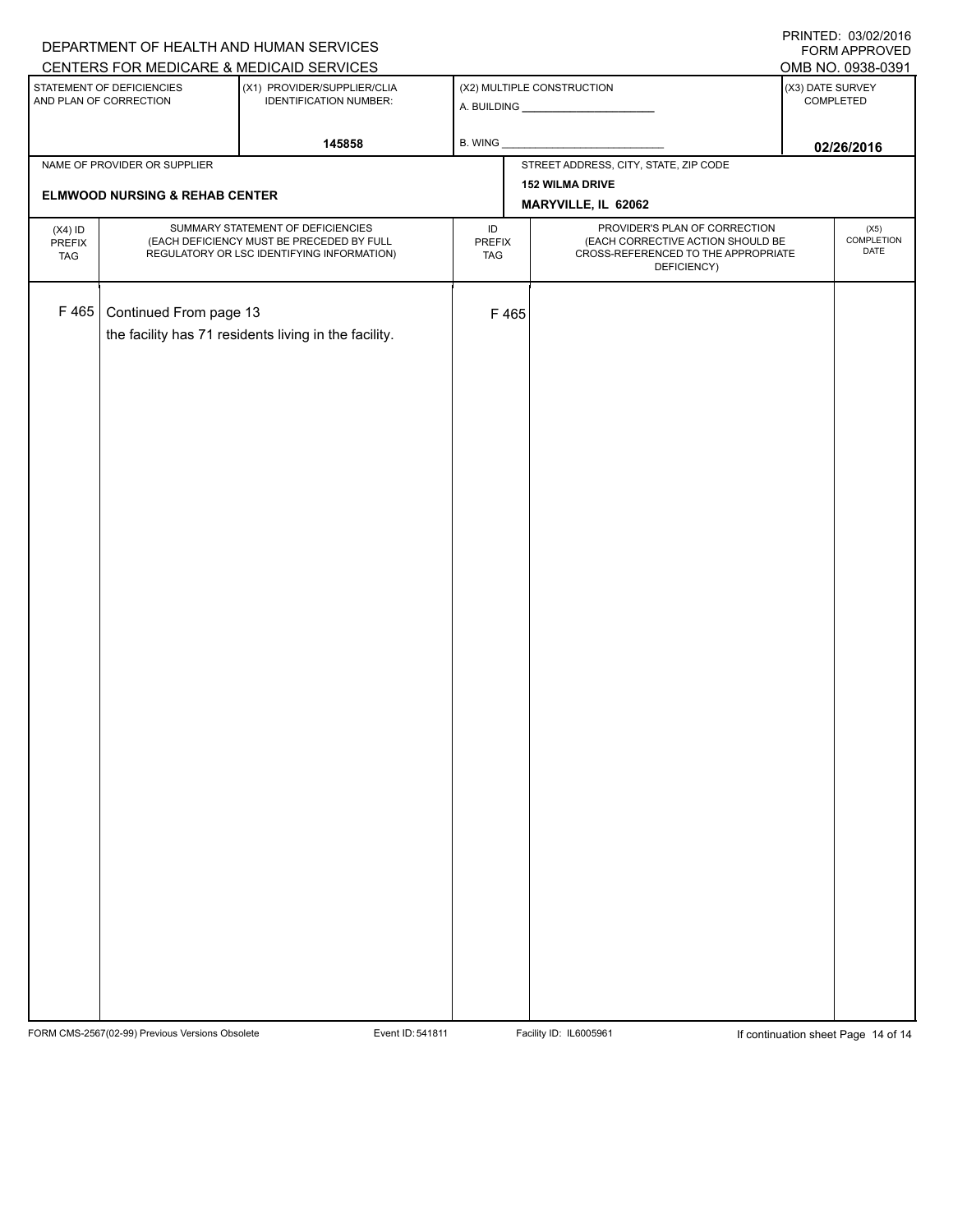DEPARTMENT OF HEALTH AND HUMAN SERVICES
CENTERS FOR MEDICARE & MEDICAID SERVICES

PRINTED: 03/02/2016
FORM APPROVED
OMB NO. 0938-0391

| STATEMENT OF DEFICIENCIES AND PLAN OF CORRECTION | (X1) PROVIDER/SUPPLIER/CLIA IDENTIFICATION NUMBER: | (X2) MULTIPLE CONSTRUCTION | (X3) DATE SURVEY COMPLETED |
|---|---|---|---|
| | 145858 | A. BUILDING ______ B. WING ______ | 02/26/2016 |

| NAME OF PROVIDER OR SUPPLIER | STREET ADDRESS, CITY, STATE, ZIP CODE |
|---|---|
| ELMWOOD NURSING & REHAB CENTER | 152 WILMA DRIVE MARYVILLE, IL 62062 |

| (X4) ID PREFIX TAG | SUMMARY STATEMENT OF DEFICIENCIES (EACH DEFICIENCY MUST BE PRECEDED BY FULL REGULATORY OR LSC IDENTIFYING INFORMATION) | ID PREFIX TAG | PROVIDER'S PLAN OF CORRECTION (EACH CORRECTIVE ACTION SHOULD BE CROSS-REFERENCED TO THE APPROPRIATE DEFICIENCY) | (X5) COMPLETION DATE |
|---|---|---|---|---|
| F 465 | Continued From page 13<br>the facility has 71 residents living in the facility. | F 465 | | |

FORM CMS-2567(02-99) Previous Versions Obsolete Event ID: 541811 Facility ID: IL6005961